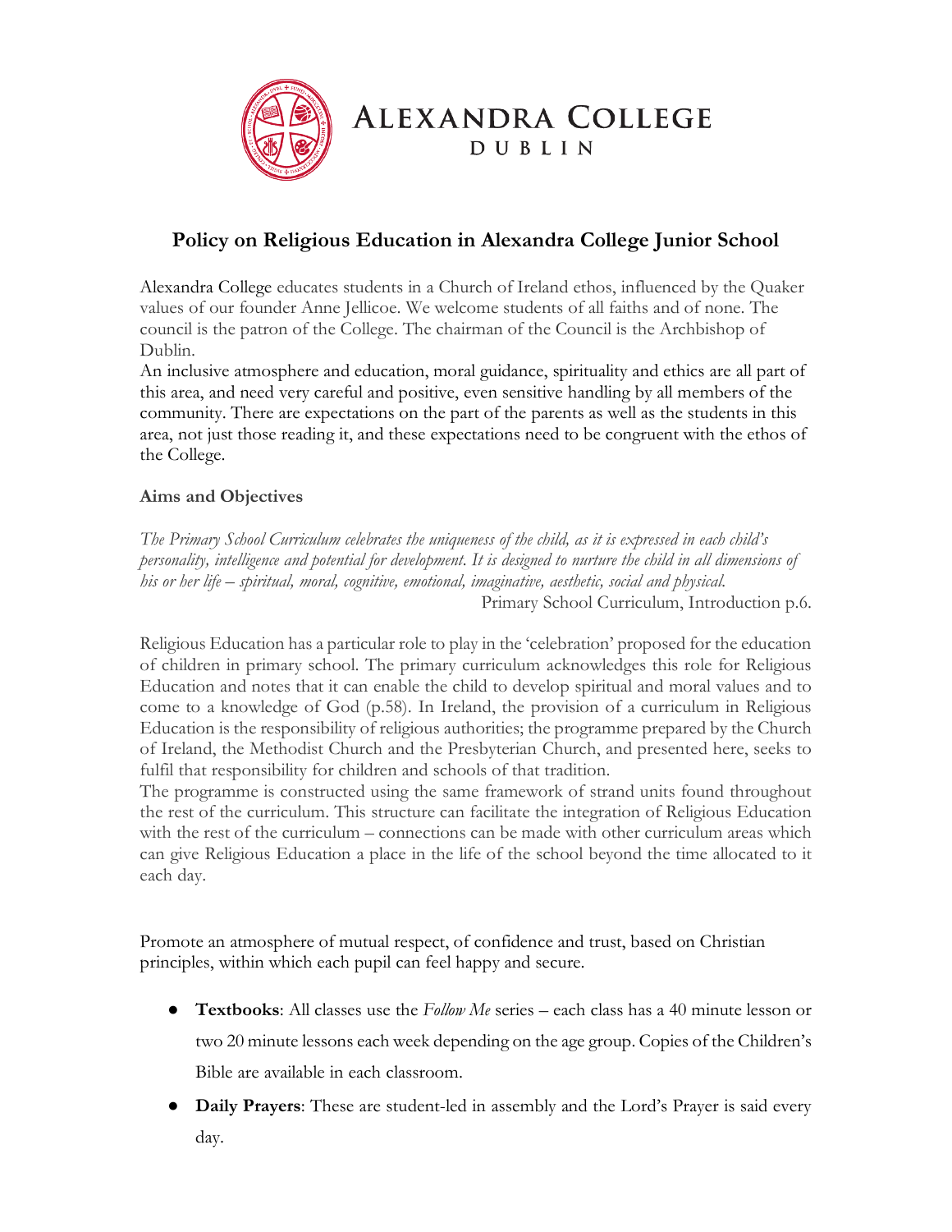# Alexandra College

## Dublin

## Policy on Religious Education in Alexandra College Junior School

Alexandra College educates students in a Church of Ireland ethos, influenced by the Quaker values of our founder Anne Jellicoe. We welcome students of all faiths and of none. The council is the patron of the College. The chairman of the Council is the Archbishop of Dublin.

An inclusive atmosphere and education, moral guidance, spirituality and ethics are all part of this area, and need very careful and positive, even sensitive handling by all members of the community. There are expectations on the part of the parents as well as the students in this area, not just those reading it, and these expectations need to be congruent with the ethos of the College.

### Aims and Objectives

*The Primary School Curriculum celebrates the uniqueness of the child, as it is expressed in each child's personality, intelligence and potential for development. It is designed to nurture the child in all dimensions of his or her life – spiritual, moral, cognitive, emotional, imaginative, aesthetic, social and physical.*

Primary School Curriculum, Introduction p.6.

Religious Education has a particular role to play in the 'celebration' proposed for the education of children in primary school. The primary curriculum acknowledges this role for Religious Education and notes that it can enable the child to develop spiritual and moral values and to come to a knowledge of God (p.58). In Ireland, the provision of a curriculum in Religious Education is the responsibility of religious authorities; the programme prepared by the Church of Ireland, the Methodist Church and the Presbyterian Church, and presented here, seeks to fulfil that responsibility for children and schools of that tradition.

The programme is constructed using the same framework of strand units found throughout the rest of the curriculum. This structure can facilitate the integration of Religious Education with the rest of the curriculum – connections can be made with other curriculum areas which can give Religious Education a place in the life of the school beyond the time allocated to it each day.

Promote an atmosphere of mutual respect, of confidence and trust, based on Christian principles, within which each pupil can feel happy and secure.

- **Textbooks**: All classes use the *Follow Me* series – each class has a 40 minute lesson or two 20 minute lessons each week depending on the age group. Copies of the Children's Bible are available in each classroom.
- **Daily Prayers**: These are student-led in assembly and the Lord's Prayer is said every day.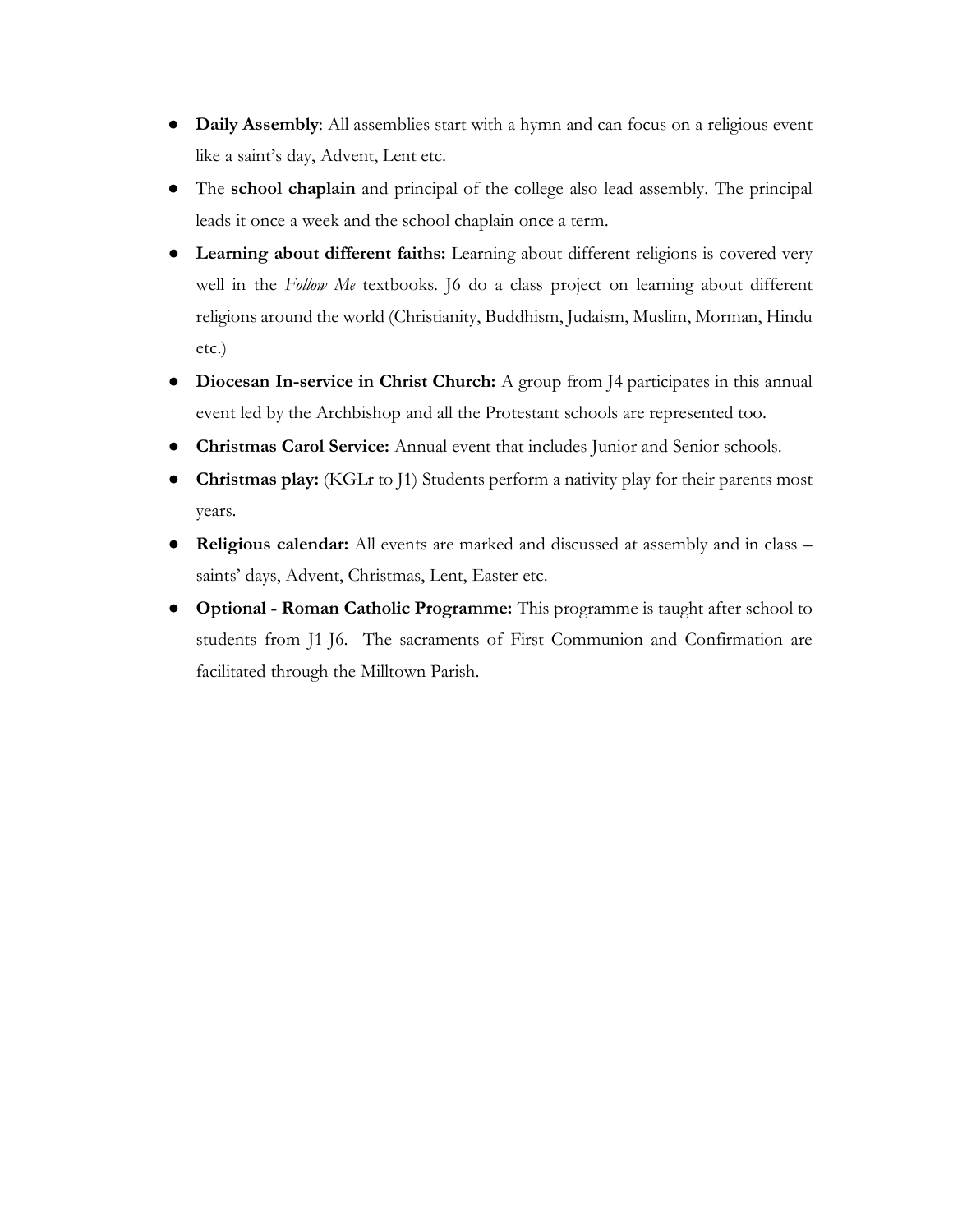- **Daily Assembly**: All assemblies start with a hymn and can focus on a religious event like a saint's day, Advent, Lent etc.
- The **school chaplain** and principal of the college also lead assembly. The principal leads it once a week and the school chaplain once a term.
- **Learning about different faiths:** Learning about different religions is covered very well in the *Follow Me* textbooks. J6 do a class project on learning about different religions around the world (Christianity, Buddhism, Judaism, Muslim, Morman, Hindu etc.)
- **Diocesan In-service in Christ Church:** A group from J4 participates in this annual event led by the Archbishop and all the Protestant schools are represented too.
- **Christmas Carol Service:** Annual event that includes Junior and Senior schools.
- **Christmas play:** (KGLr to J1) Students perform a nativity play for their parents most years.
- **Religious calendar:** All events are marked and discussed at assembly and in class – saints' days, Advent, Christmas, Lent, Easter etc.
- **Optional - Roman Catholic Programme:** This programme is taught after school to students from J1-J6. The sacraments of First Communion and Confirmation are facilitated through the Milltown Parish.